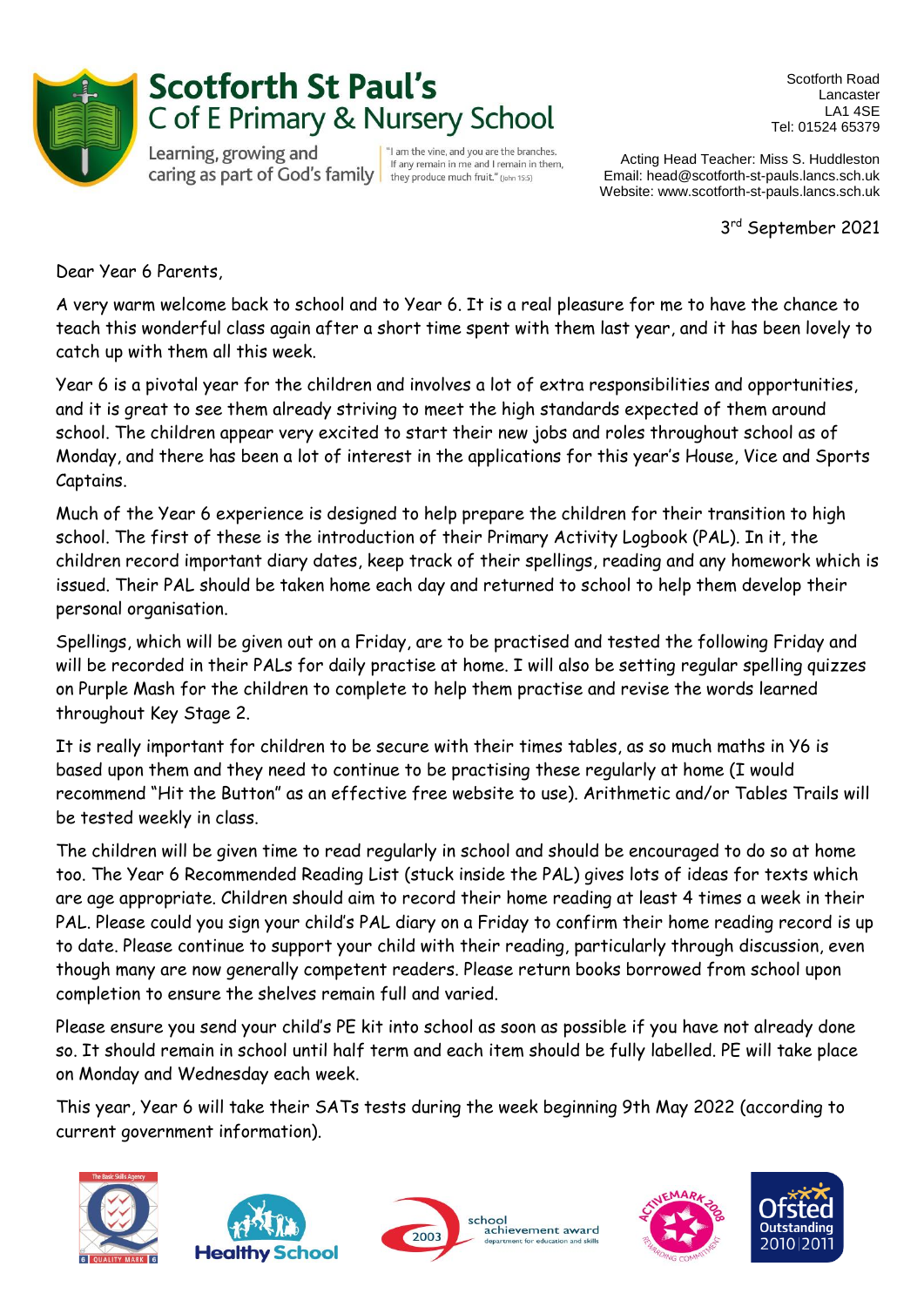# Scotforth St Paul's
## C of E Primary & Nursery School

Learning, growing and caring as part of God's family

"I am the vine, and you are the branches. If any remain in me and I remain in them, they produce much fruit." (John 15:5)

Scotforth Road
Lancaster
LA1 4SE
Tel: 01524 65379

Acting Head Teacher: Miss S. Huddleston
Email: head@scotforth-st-pauls.lancs.sch.uk
Website: www.scotforth-st-pauls.lancs.sch.uk

3rd September 2021

Dear Year 6 Parents,

A very warm welcome back to school and to Year 6. It is a real pleasure for me to have the chance to teach this wonderful class again after a short time spent with them last year, and it has been lovely to catch up with them all this week.

Year 6 is a pivotal year for the children and involves a lot of extra responsibilities and opportunities, and it is great to see them already striving to meet the high standards expected of them around school. The children appear very excited to start their new jobs and roles throughout school as of Monday, and there has been a lot of interest in the applications for this year's House, Vice and Sports Captains.

Much of the Year 6 experience is designed to help prepare the children for their transition to high school. The first of these is the introduction of their Primary Activity Logbook (PAL). In it, the children record important diary dates, keep track of their spellings, reading and any homework which is issued. Their PAL should be taken home each day and returned to school to help them develop their personal organisation.

Spellings, which will be given out on a Friday, are to be practised and tested the following Friday and will be recorded in their PALs for daily practise at home. I will also be setting regular spelling quizzes on Purple Mash for the children to complete to help them practise and revise the words learned throughout Key Stage 2.

It is really important for children to be secure with their times tables, as so much maths in Y6 is based upon them and they need to continue to be practising these regularly at home (I would recommend "Hit the Button" as an effective free website to use). Arithmetic and/or Tables Trails will be tested weekly in class.

The children will be given time to read regularly in school and should be encouraged to do so at home too. The Year 6 Recommended Reading List (stuck inside the PAL) gives lots of ideas for texts which are age appropriate. Children should aim to record their home reading at least 4 times a week in their PAL. Please could you sign your child's PAL diary on a Friday to confirm their home reading record is up to date. Please continue to support your child with their reading, particularly through discussion, even though many are now generally competent readers. Please return books borrowed from school upon completion to ensure the shelves remain full and varied.

Please ensure you send your child's PE kit into school as soon as possible if you have not already done so. It should remain in school until half term and each item should be fully labelled. PE will take place on Monday and Wednesday each week.

This year, Year 6 will take their SATs tests during the week beginning 9th May 2022 (according to current government information).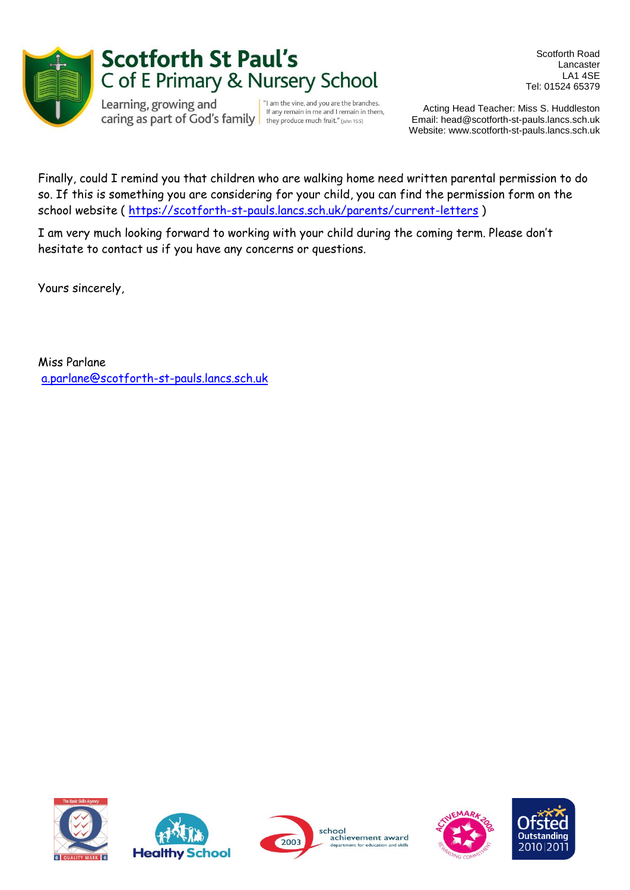# Scotforth St Paul's
## C of E Primary & Nursery School

Learning, growing and caring as part of God's family

"I am the vine, and you are the branches. If any remain in me and I remain in them, they produce much fruit." (John 15:5)

Scotforth Road
Lancaster
LA1 4SE
Tel: 01524 65379

Acting Head Teacher: Miss S. Huddleston
Email: head@scotforth-st-pauls.lancs.sch.uk
Website: www.scotforth-st-pauls.lancs.sch.uk

Finally, could I remind you that children who are walking home need written parental permission to do so. If this is something you are considering for your child, you can find the permission form on the school website ( https://scotforth-st-pauls.lancs.sch.uk/parents/current-letters )

I am very much looking forward to working with your child during the coming term. Please don't hesitate to contact us if you have any concerns or questions.

Yours sincerely,

Miss Parlane
a.parlane@scotforth-st-pauls.lancs.sch.uk